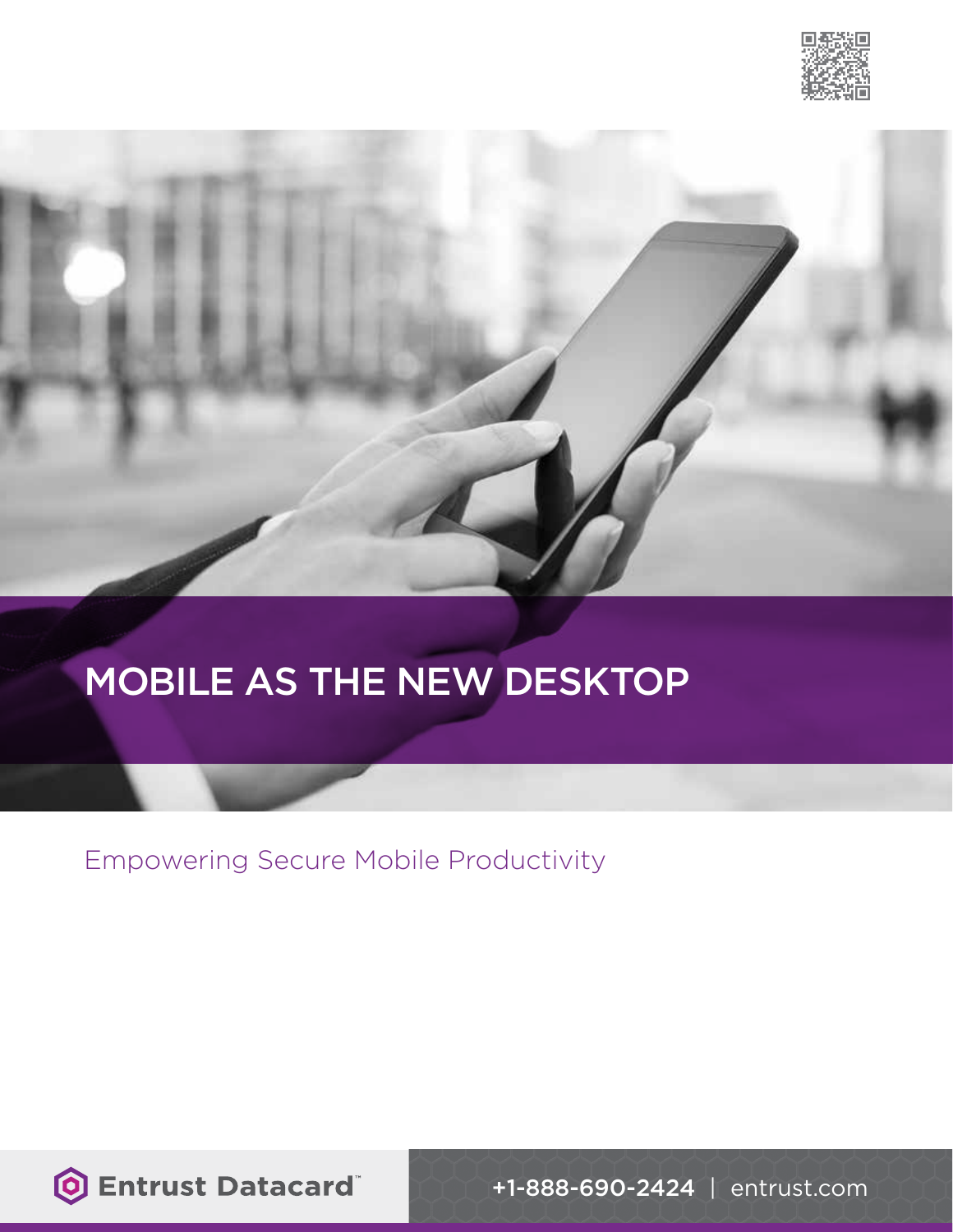# MOBILE AS THE NEW DESKTOP

Empowering Secure Mobile Productivity

Entrust Datacard™

+1-888-690-2424 | entrust.com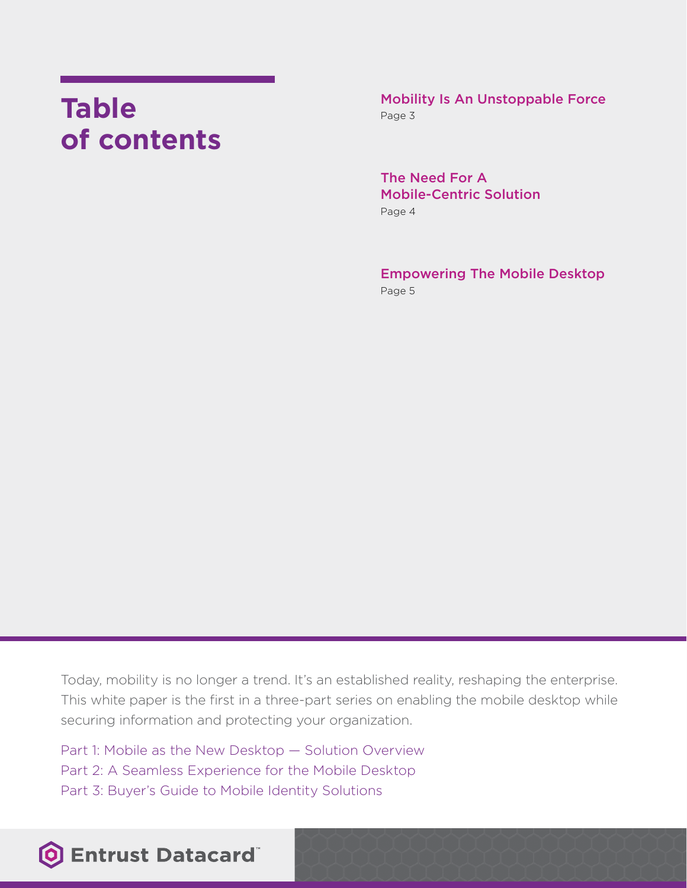# Table of contents

Mobility Is An Unstoppable Force
Page 3

The Need For A Mobile-Centric Solution
Page 4

Empowering The Mobile Desktop
Page 5

Today, mobility is no longer a trend. It's an established reality, reshaping the enterprise. This white paper is the first in a three-part series on enabling the mobile desktop while securing information and protecting your organization.

Part 1: Mobile as the New Desktop — Solution Overview
Part 2: A Seamless Experience for the Mobile Desktop
Part 3: Buyer's Guide to Mobile Identity Solutions

Entrust Datacard™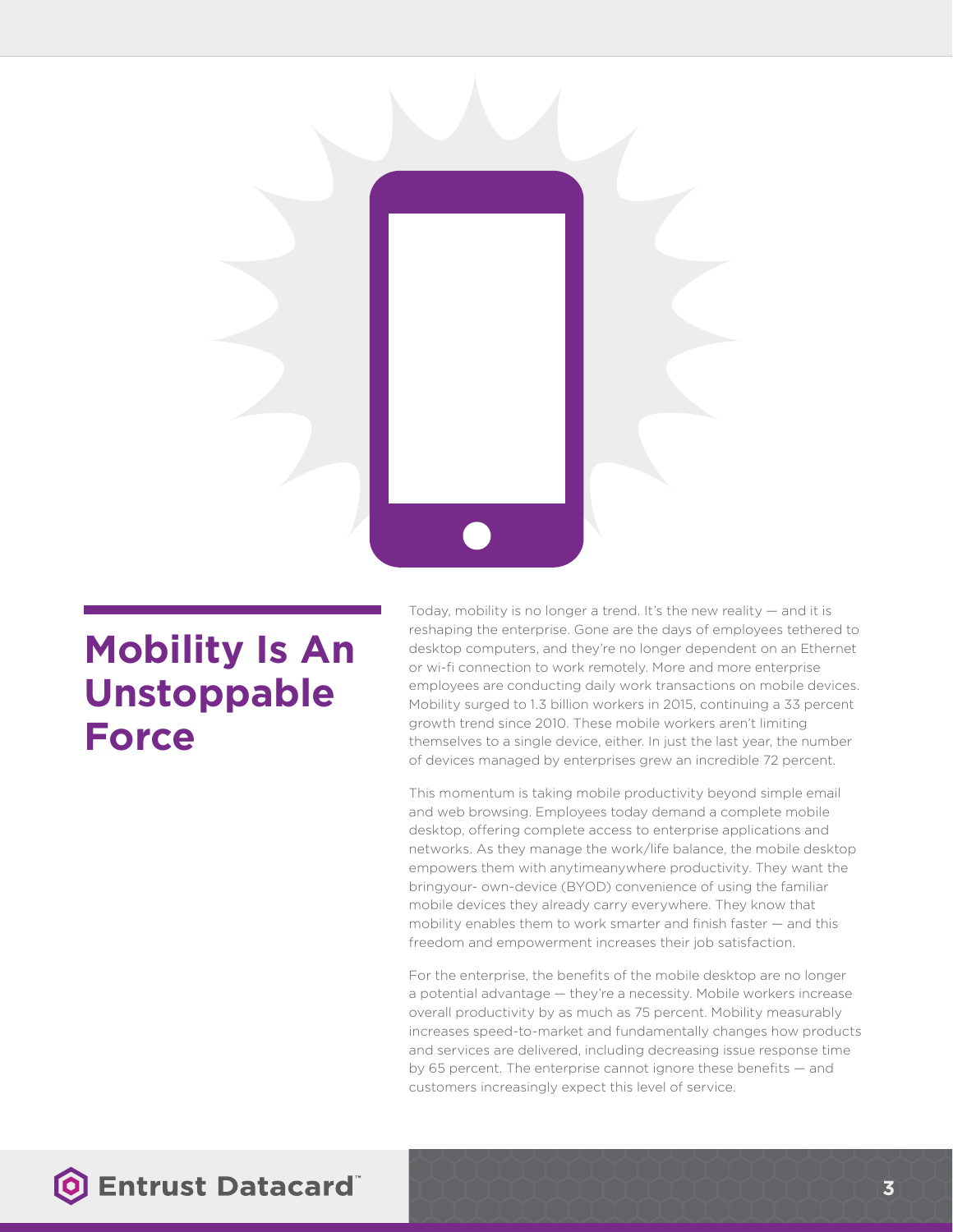# Mobility Is An Unstoppable Force

Today, mobility is no longer a trend. It's the new reality — and it is reshaping the enterprise. Gone are the days of employees tethered to desktop computers, and they're no longer dependent on an Ethernet or wi-fi connection to work remotely. More and more enterprise employees are conducting daily work transactions on mobile devices. Mobility surged to 1.3 billion workers in 2015, continuing a 33 percent growth trend since 2010. These mobile workers aren't limiting themselves to a single device, either. In just the last year, the number of devices managed by enterprises grew an incredible 72 percent.

This momentum is taking mobile productivity beyond simple email and web browsing. Employees today demand a complete mobile desktop, offering complete access to enterprise applications and networks. As they manage the work/life balance, the mobile desktop empowers them with anytimeanywhere productivity. They want the bringyour- own-device (BYOD) convenience of using the familiar mobile devices they already carry everywhere. They know that mobility enables them to work smarter and finish faster — and this freedom and empowerment increases their job satisfaction.

For the enterprise, the benefits of the mobile desktop are no longer a potential advantage — they're a necessity. Mobile workers increase overall productivity by as much as 75 percent. Mobility measurably increases speed-to-market and fundamentally changes how products and services are delivered, including decreasing issue response time by 65 percent. The enterprise cannot ignore these benefits — and customers increasingly expect this level of service.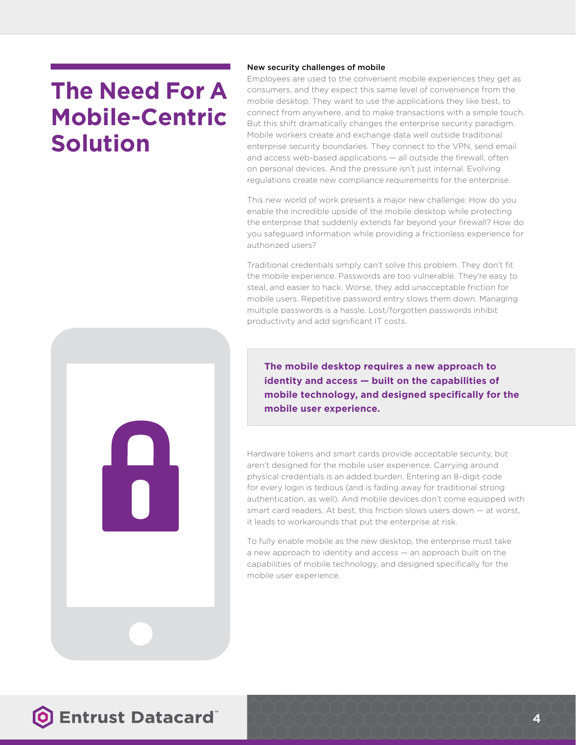# The Need For A Mobile-Centric Solution

### New security challenges of mobile

Employees are used to the convenient mobile experiences they get as consumers, and they expect this same level of convenience from the mobile desktop. They want to use the applications they like best, to connect from anywhere, and to make transactions with a simple touch. But this shift dramatically changes the enterprise security paradigm. Mobile workers create and exchange data well outside traditional enterprise security boundaries. They connect to the VPN, send email and access web-based applications — all outside the firewall, often on personal devices. And the pressure isn't just internal. Evolving regulations create new compliance requirements for the enterprise.

This new world of work presents a major new challenge: How do you enable the incredible upside of the mobile desktop while protecting the enterprise that suddenly extends far beyond your firewall? How do you safeguard information while providing a frictionless experience for authorized users?

Traditional credentials simply can't solve this problem. They don't fit the mobile experience. Passwords are too vulnerable. They're easy to steal, and easier to hack. Worse, they add unacceptable friction for mobile users. Repetitive password entry slows them down. Managing multiple passwords is a hassle. Lost/forgotten passwords inhibit productivity and add significant IT costs.

**The mobile desktop requires a new approach to identity and access — built on the capabilities of mobile technology, and designed specifically for the mobile user experience.**

Hardware tokens and smart cards provide acceptable security, but aren't designed for the mobile user experience. Carrying around physical credentials is an added burden. Entering an 8-digit code for every login is tedious (and is fading away for traditional strong authentication, as well). And mobile devices don't come equipped with smart card readers. At best, this friction slows users down — at worst, it leads to workarounds that put the enterprise at risk.

To fully enable mobile as the new desktop, the enterprise must take a new approach to identity and access — an approach built on the capabilities of mobile technology, and designed specifically for the mobile user experience.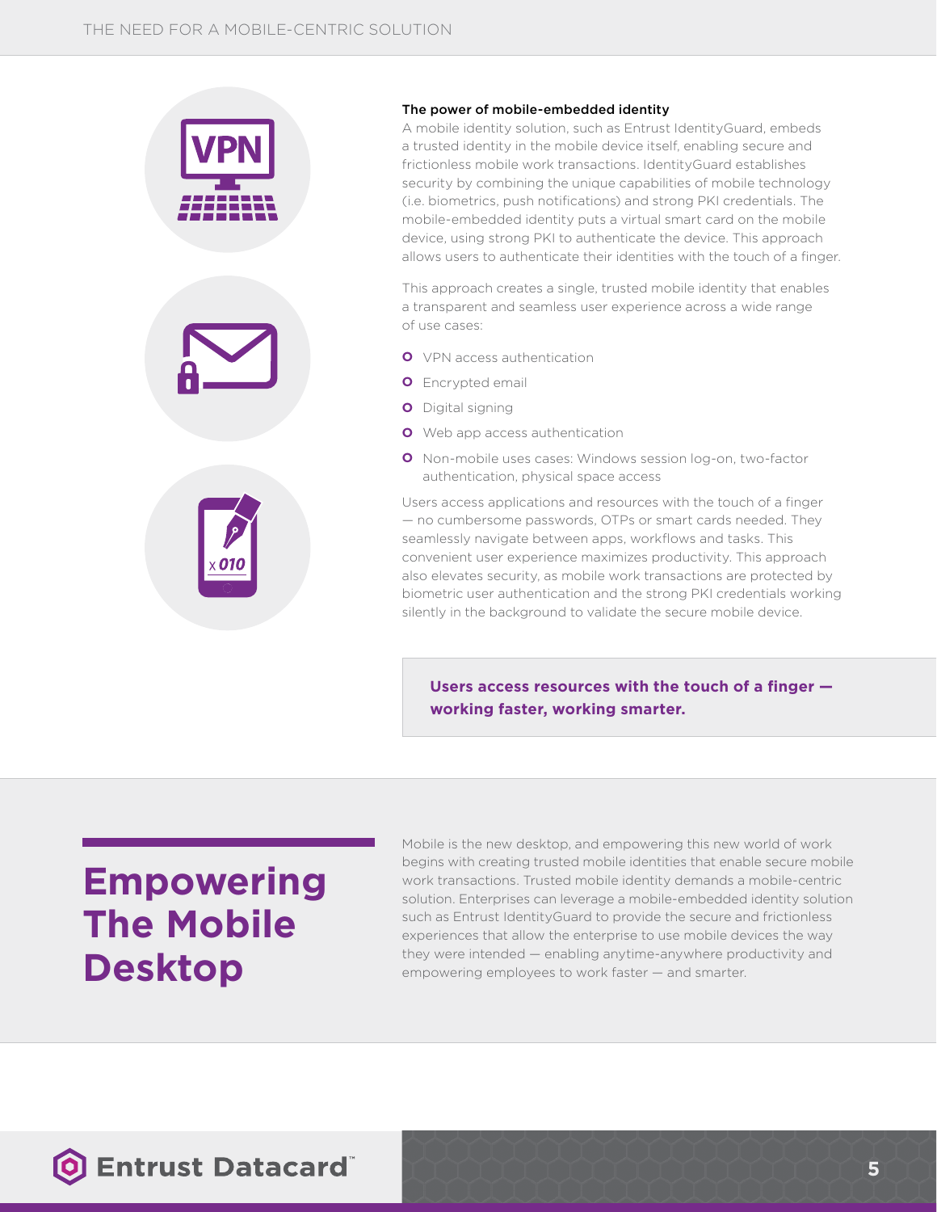### The power of mobile-embedded identity

A mobile identity solution, such as Entrust IdentityGuard, embeds a trusted identity in the mobile device itself, enabling secure and frictionless mobile work transactions. IdentityGuard establishes security by combining the unique capabilities of mobile technology (i.e. biometrics, push notifications) and strong PKI credentials. The mobile-embedded identity puts a virtual smart card on the mobile device, using strong PKI to authenticate the device. This approach allows users to authenticate their identities with the touch of a finger.

This approach creates a single, trusted mobile identity that enables a transparent and seamless user experience across a wide range of use cases:

- VPN access authentication
- Encrypted email
- Digital signing
- Web app access authentication
- Non-mobile uses cases: Windows session log-on, two-factor authentication, physical space access

Users access applications and resources with the touch of a finger — no cumbersome passwords, OTPs or smart cards needed. They seamlessly navigate between apps, workflows and tasks. This convenient user experience maximizes productivity. This approach also elevates security, as mobile work transactions are protected by biometric user authentication and the strong PKI credentials working silently in the background to validate the secure mobile device.

**Users access resources with the touch of a finger — working faster, working smarter.**

## Empowering The Mobile Desktop

Mobile is the new desktop, and empowering this new world of work begins with creating trusted mobile identities that enable secure mobile work transactions. Trusted mobile identity demands a mobile-centric solution. Enterprises can leverage a mobile-embedded identity solution such as Entrust IdentityGuard to provide the secure and frictionless experiences that allow the enterprise to use mobile devices the way they were intended — enabling anytime-anywhere productivity and empowering employees to work faster — and smarter.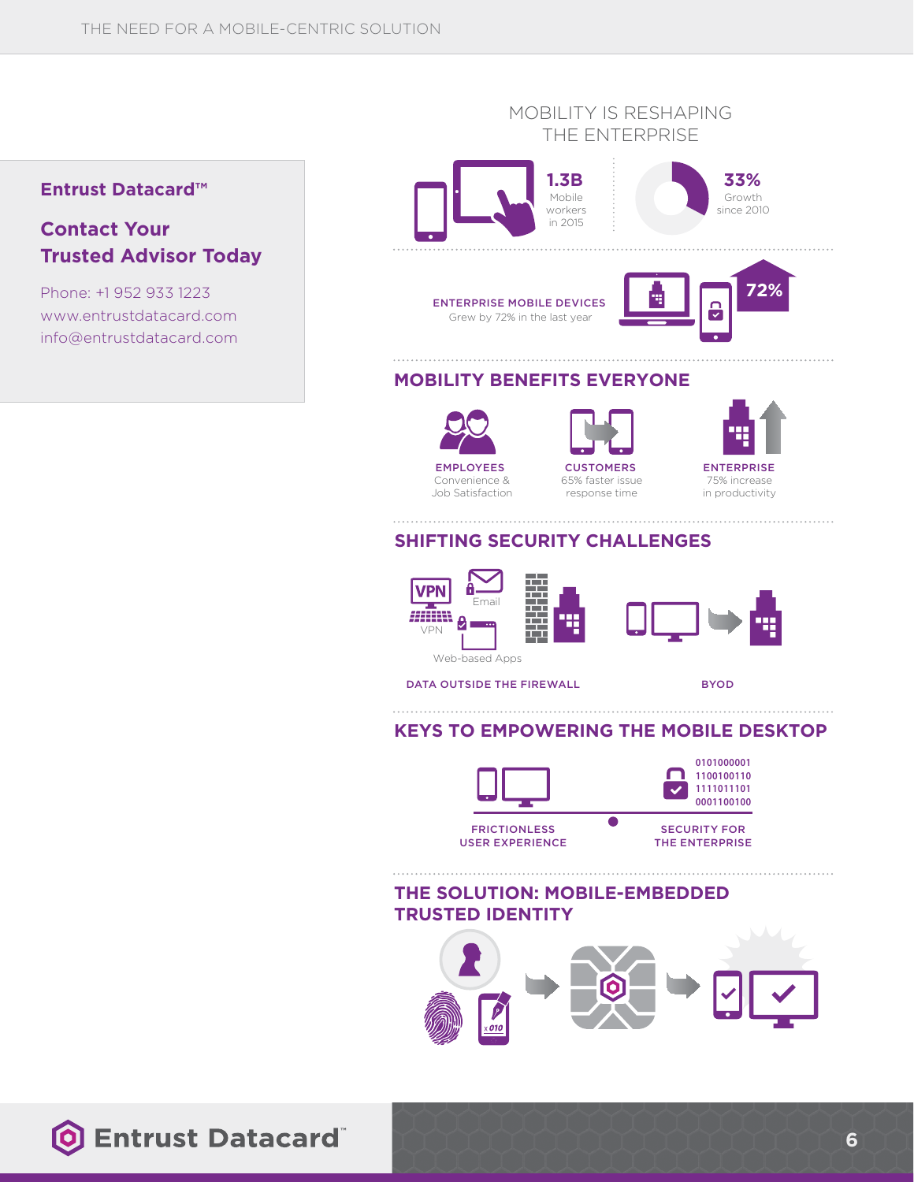**Entrust Datacard™**

**Contact Your Trusted Advisor Today**

Phone: +1 952 933 1223
www.entrustdatacard.com
info@entrustdatacard.com

## MOBILITY IS RESHAPING THE ENTERPRISE

**1.3B** Mobile workers in 2015

**33%** Growth since 2010

**ENTERPRISE MOBILE DEVICES**
Grew by 72% in the last year

**72%**

## MOBILITY BENEFITS EVERYONE

**EMPLOYEES**
Convenience & Job Satisfaction

**CUSTOMERS**
65% faster issue response time

**ENTERPRISE**
75% increase in productivity

## SHIFTING SECURITY CHALLENGES

VPN
Email
Web-based Apps

**DATA OUTSIDE THE FIREWALL**

**BYOD**

## KEYS TO EMPOWERING THE MOBILE DESKTOP

0101000001
1100100110
1111011101
0001100100

**FRICTIONLESS USER EXPERIENCE**

**SECURITY FOR THE ENTERPRISE**

## THE SOLUTION: MOBILE-EMBEDDED TRUSTED IDENTITY

Entrust Datacard™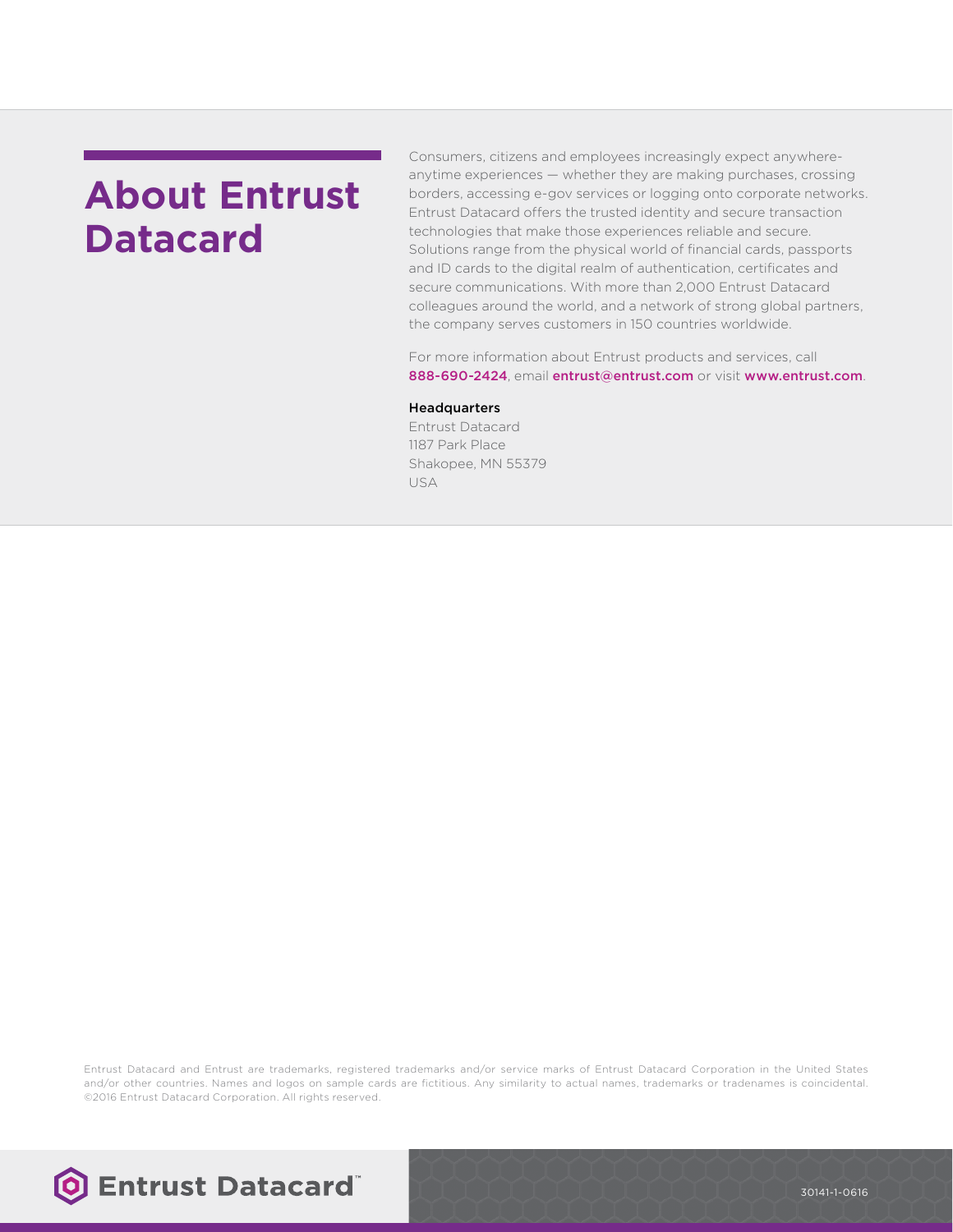# About Entrust Datacard

Consumers, citizens and employees increasingly expect anywhere-anytime experiences — whether they are making purchases, crossing borders, accessing e-gov services or logging onto corporate networks. Entrust Datacard offers the trusted identity and secure transaction technologies that make those experiences reliable and secure. Solutions range from the physical world of financial cards, passports and ID cards to the digital realm of authentication, certificates and secure communications. With more than 2,000 Entrust Datacard colleagues around the world, and a network of strong global partners, the company serves customers in 150 countries worldwide.

For more information about Entrust products and services, call 888-690-2424, email entrust@entrust.com or visit www.entrust.com.

**Headquarters**

Entrust Datacard
1187 Park Place
Shakopee, MN 55379
USA

Entrust Datacard and Entrust are trademarks, registered trademarks and/or service marks of Entrust Datacard Corporation in the United States and/or other countries. Names and logos on sample cards are fictitious. Any similarity to actual names, trademarks or tradenames is coincidental. ©2016 Entrust Datacard Corporation. All rights reserved.

Entrust Datacard™

30141-1-0616